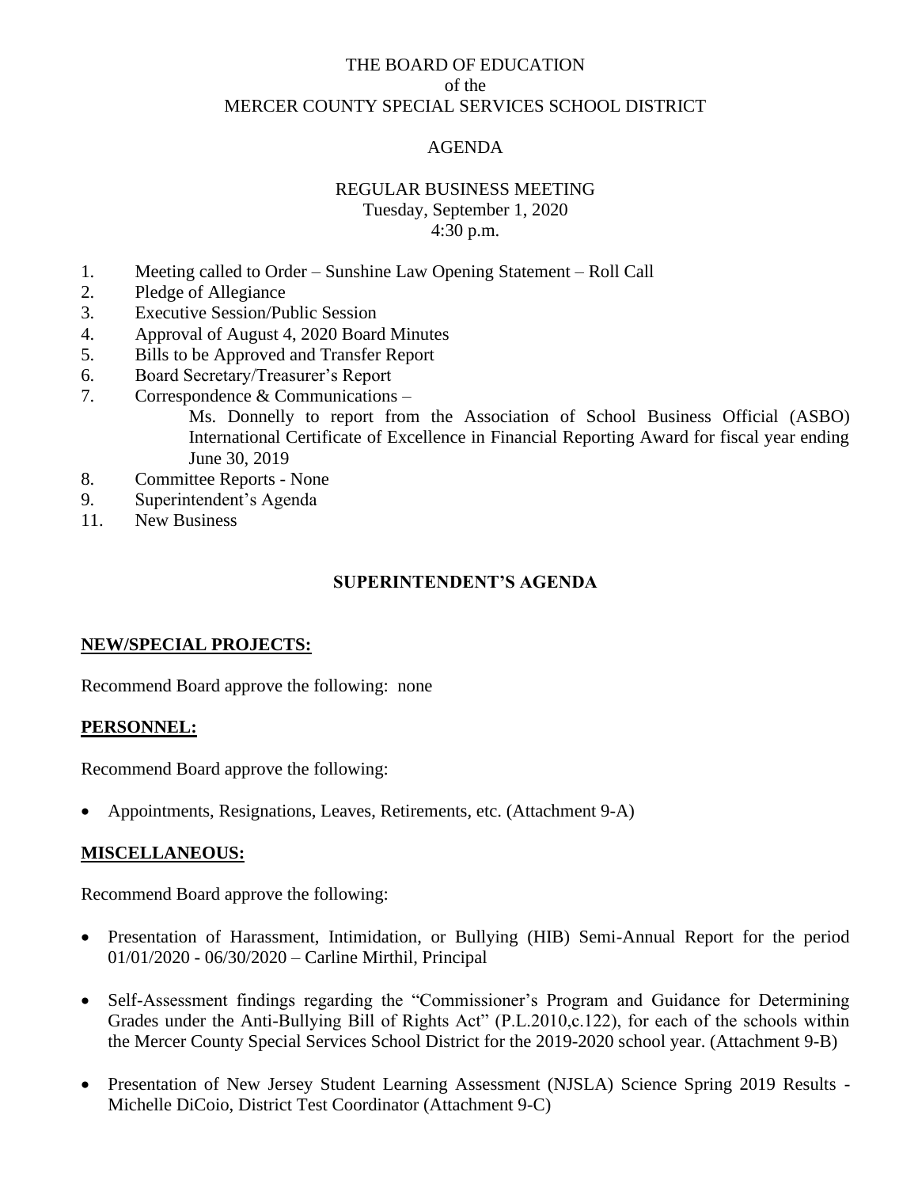# THE BOARD OF EDUCATION
of the
MERCER COUNTY SPECIAL SERVICES SCHOOL DISTRICT

## AGENDA

### REGULAR BUSINESS MEETING
Tuesday, September 1, 2020
4:30 p.m.

1. Meeting called to Order – Sunshine Law Opening Statement – Roll Call
2. Pledge of Allegiance
3. Executive Session/Public Session
4. Approval of August 4, 2020 Board Minutes
5. Bills to be Approved and Transfer Report
6. Board Secretary/Treasurer's Report
7. Correspondence & Communications –
   Ms. Donnelly to report from the Association of School Business Official (ASBO) International Certificate of Excellence in Financial Reporting Award for fiscal year ending June 30, 2019
8. Committee Reports - None
9. Superintendent's Agenda
11. New Business

## SUPERINTENDENT'S AGENDA

**NEW/SPECIAL PROJECTS:**

Recommend Board approve the following: none

**PERSONNEL:**

Recommend Board approve the following:

- Appointments, Resignations, Leaves, Retirements, etc. (Attachment 9-A)

**MISCELLANEOUS:**

Recommend Board approve the following:

- Presentation of Harassment, Intimidation, or Bullying (HIB) Semi-Annual Report for the period 01/01/2020 - 06/30/2020 – Carline Mirthil, Principal
- Self-Assessment findings regarding the "Commissioner's Program and Guidance for Determining Grades under the Anti-Bullying Bill of Rights Act" (P.L.2010,c.122), for each of the schools within the Mercer County Special Services School District for the 2019-2020 school year. (Attachment 9-B)
- Presentation of New Jersey Student Learning Assessment (NJSLA) Science Spring 2019 Results - Michelle DiCoio, District Test Coordinator (Attachment 9-C)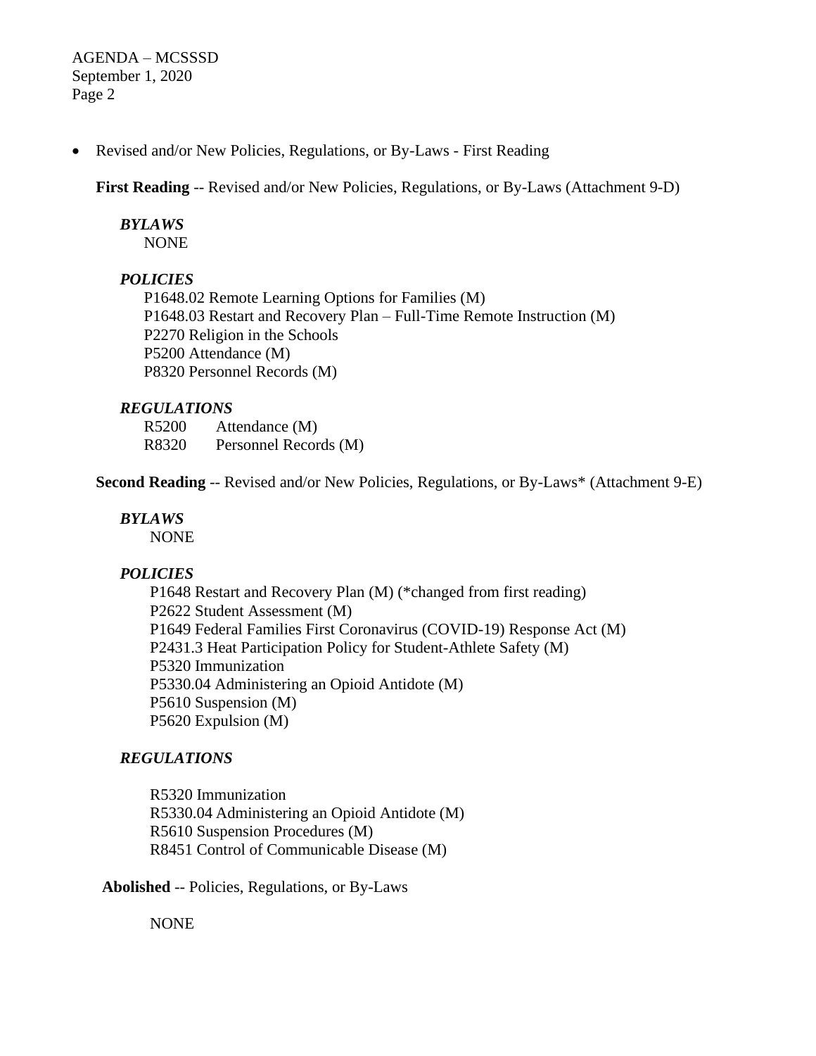- Revised and/or New Policies, Regulations, or By-Laws - First Reading

**First Reading** -- Revised and/or New Policies, Regulations, or By-Laws (Attachment 9-D)

***BYLAWS***

NONE

***POLICIES***

P1648.02 Remote Learning Options for Families (M)
P1648.03 Restart and Recovery Plan – Full-Time Remote Instruction (M)
P2270 Religion in the Schools
P5200 Attendance (M)
P8320 Personnel Records (M)

***REGULATIONS***

R5200 Attendance (M)
R8320 Personnel Records (M)

**Second Reading** -- Revised and/or New Policies, Regulations, or By-Laws* (Attachment 9-E)

***BYLAWS***

NONE

***POLICIES***

P1648 Restart and Recovery Plan (M) (*changed from first reading)
P2622 Student Assessment (M)
P1649 Federal Families First Coronavirus (COVID-19) Response Act (M)
P2431.3 Heat Participation Policy for Student-Athlete Safety (M)
P5320 Immunization
P5330.04 Administering an Opioid Antidote (M)
P5610 Suspension (M)
P5620 Expulsion (M)

***REGULATIONS***

R5320 Immunization
R5330.04 Administering an Opioid Antidote (M)
R5610 Suspension Procedures (M)
R8451 Control of Communicable Disease (M)

**Abolished** -- Policies, Regulations, or By-Laws

NONE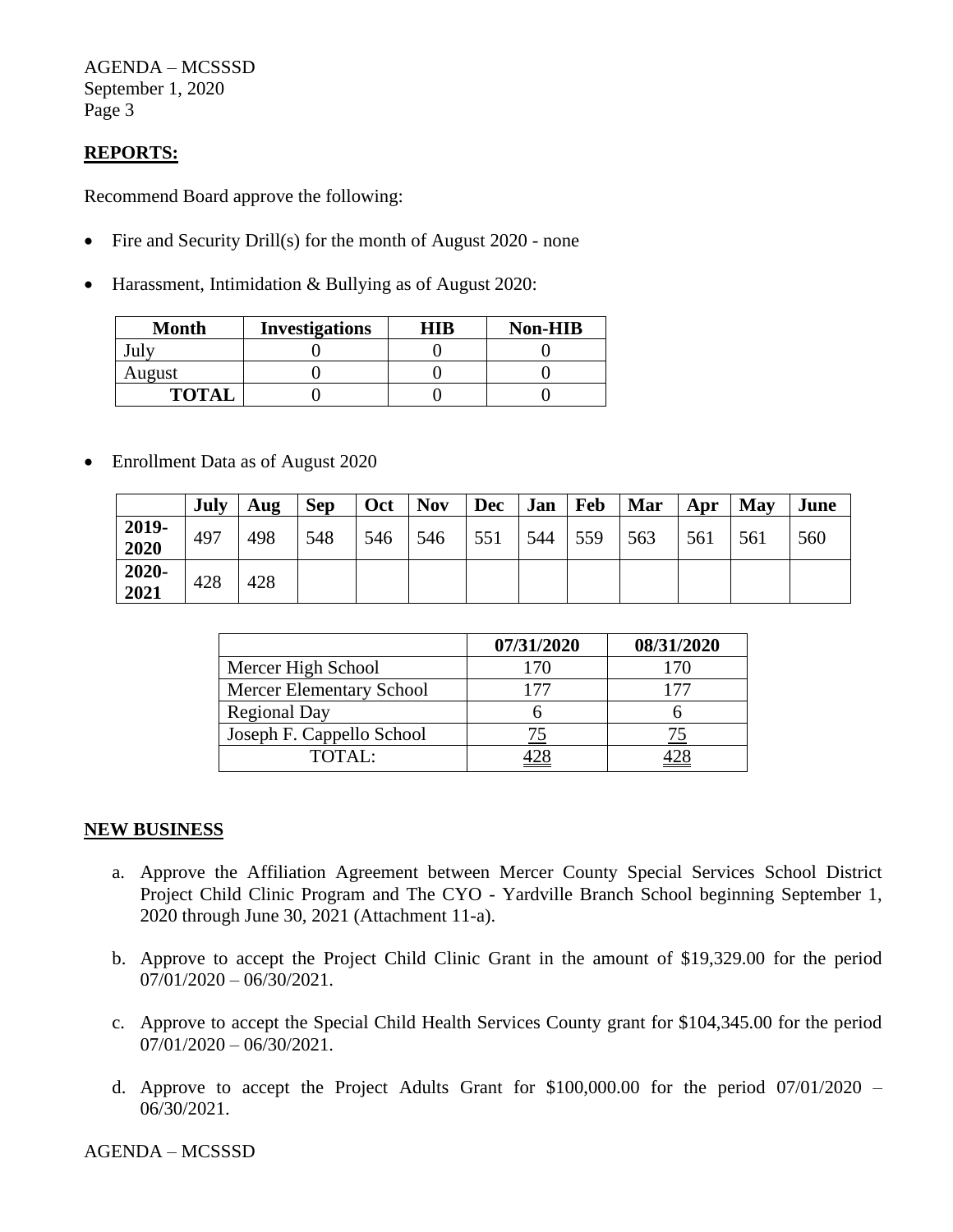## REPORTS:

Recommend Board approve the following:

- Fire and Security Drill(s) for the month of August 2020 - none
- Harassment, Intimidation & Bullying as of August 2020:

| Month | Investigations | HIB | Non-HIB |
|---|---|---|---|
| July | 0 | 0 | 0 |
| August | 0 | 0 | 0 |
| **TOTAL** | 0 | 0 | 0 |

- Enrollment Data as of August 2020

| | July | Aug | Sep | Oct | Nov | Dec | Jan | Feb | Mar | Apr | May | June |
|---|---|---|---|---|---|---|---|---|---|---|---|---|
| **2019-2020** | 497 | 498 | 548 | 546 | 546 | 551 | 544 | 559 | 563 | 561 | 561 | 560 |
| **2020-2021** | 428 | 428 | | | | | | | | | | |

| | 07/31/2020 | 08/31/2020 |
|---|---|---|
| Mercer High School | 170 | 170 |
| Mercer Elementary School | 177 | 177 |
| Regional Day | 6 | 6 |
| Joseph F. Cappello School | 75 | 75 |
| TOTAL: | 428 | 428 |

## NEW BUSINESS

a. Approve the Affiliation Agreement between Mercer County Special Services School District Project Child Clinic Program and The CYO - Yardville Branch School beginning September 1, 2020 through June 30, 2021 (Attachment 11-a).

b. Approve to accept the Project Child Clinic Grant in the amount of $19,329.00 for the period 07/01/2020 – 06/30/2021.

c. Approve to accept the Special Child Health Services County grant for $104,345.00 for the period 07/01/2020 – 06/30/2021.

d. Approve to accept the Project Adults Grant for $100,000.00 for the period 07/01/2020 – 06/30/2021.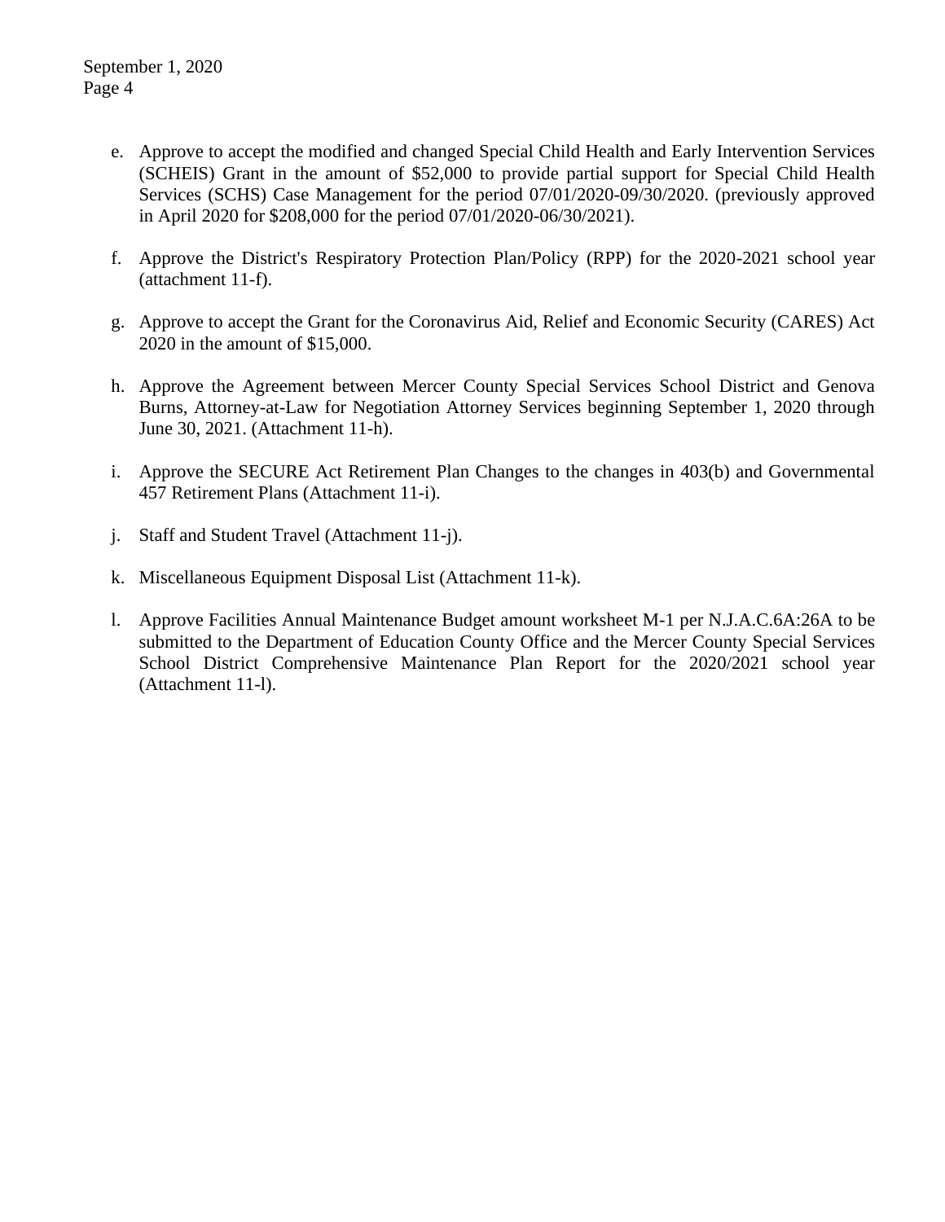e. Approve to accept the modified and changed Special Child Health and Early Intervention Services (SCHEIS) Grant in the amount of $52,000 to provide partial support for Special Child Health Services (SCHS) Case Management for the period 07/01/2020-09/30/2020. (previously approved in April 2020 for $208,000 for the period 07/01/2020-06/30/2021).

f. Approve the District's Respiratory Protection Plan/Policy (RPP) for the 2020-2021 school year (attachment 11-f).

g. Approve to accept the Grant for the Coronavirus Aid, Relief and Economic Security (CARES) Act 2020 in the amount of $15,000.

h. Approve the Agreement between Mercer County Special Services School District and Genova Burns, Attorney-at-Law for Negotiation Attorney Services beginning September 1, 2020 through June 30, 2021. (Attachment 11-h).

i. Approve the SECURE Act Retirement Plan Changes to the changes in 403(b) and Governmental 457 Retirement Plans (Attachment 11-i).

j. Staff and Student Travel (Attachment 11-j).

k. Miscellaneous Equipment Disposal List (Attachment 11-k).

l. Approve Facilities Annual Maintenance Budget amount worksheet M-1 per N.J.A.C.6A:26A to be submitted to the Department of Education County Office and the Mercer County Special Services School District Comprehensive Maintenance Plan Report for the 2020/2021 school year (Attachment 11-l).